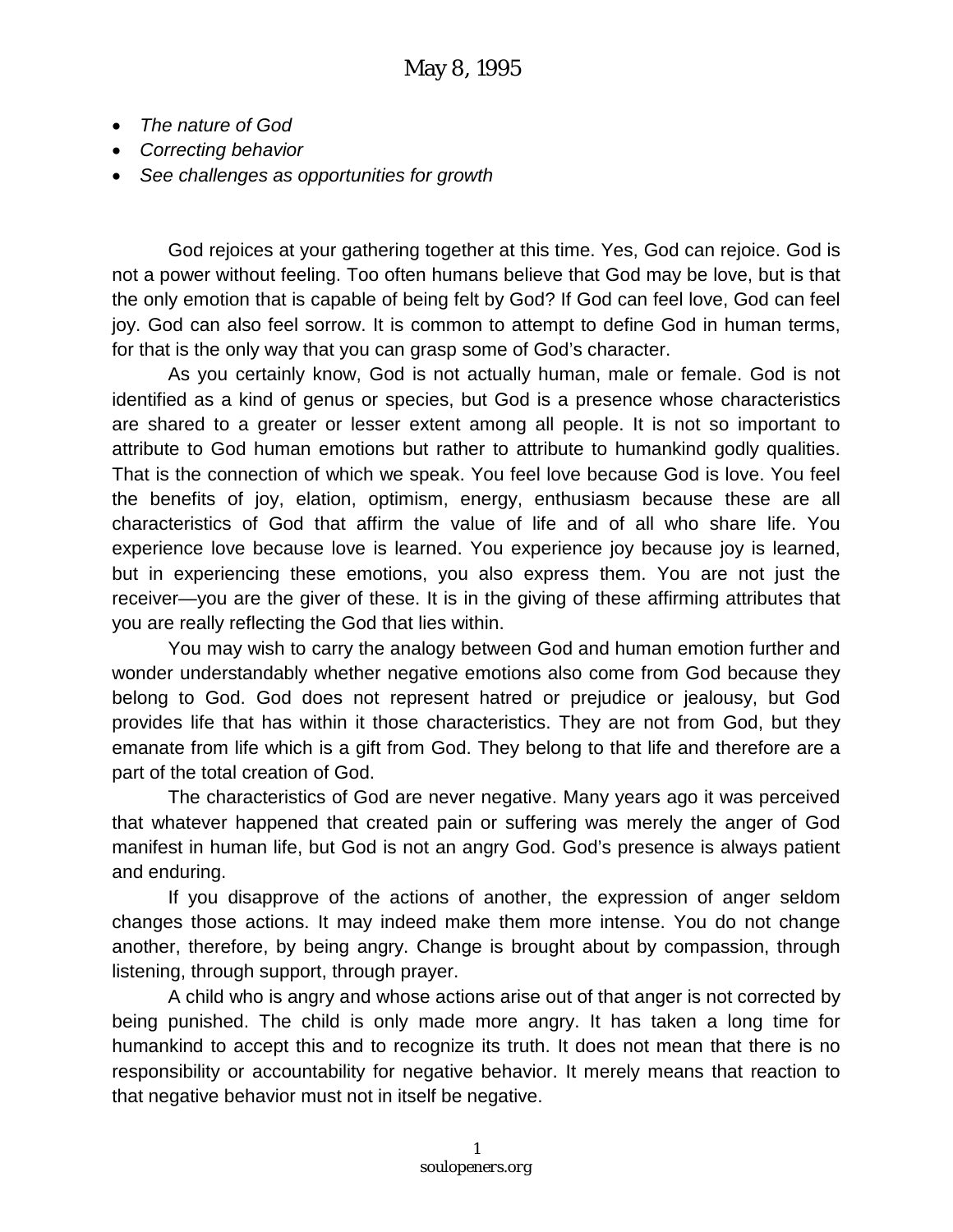# May 8, 1995

- *The nature of God*
- *Correcting behavior*
- *See challenges as opportunities for growth*

God rejoices at your gathering together at this time. Yes, God can rejoice. God is not a power without feeling. Too often humans believe that God may be love, but is that the only emotion that is capable of being felt by God? If God can feel love, God can feel joy. God can also feel sorrow. It is common to attempt to define God in human terms, for that is the only way that you can grasp some of God's character.

As you certainly know, God is not actually human, male or female. God is not identified as a kind of genus or species, but God is a presence whose characteristics are shared to a greater or lesser extent among all people. It is not so important to attribute to God human emotions but rather to attribute to humankind godly qualities. That is the connection of which we speak. You feel love because God is love. You feel the benefits of joy, elation, optimism, energy, enthusiasm because these are all characteristics of God that affirm the value of life and of all who share life. You experience love because love is learned. You experience joy because joy is learned, but in experiencing these emotions, you also express them. You are not just the receiver—you are the giver of these. It is in the giving of these affirming attributes that you are really reflecting the God that lies within.

You may wish to carry the analogy between God and human emotion further and wonder understandably whether negative emotions also come from God because they belong to God. God does not represent hatred or prejudice or jealousy, but God provides life that has within it those characteristics. They are not from God, but they emanate from life which is a gift from God. They belong to that life and therefore are a part of the total creation of God.

The characteristics of God are never negative. Many years ago it was perceived that whatever happened that created pain or suffering was merely the anger of God manifest in human life, but God is not an angry God. God's presence is always patient and enduring.

If you disapprove of the actions of another, the expression of anger seldom changes those actions. It may indeed make them more intense. You do not change another, therefore, by being angry. Change is brought about by compassion, through listening, through support, through prayer.

A child who is angry and whose actions arise out of that anger is not corrected by being punished. The child is only made more angry. It has taken a long time for humankind to accept this and to recognize its truth. It does not mean that there is no responsibility or accountability for negative behavior. It merely means that reaction to that negative behavior must not in itself be negative.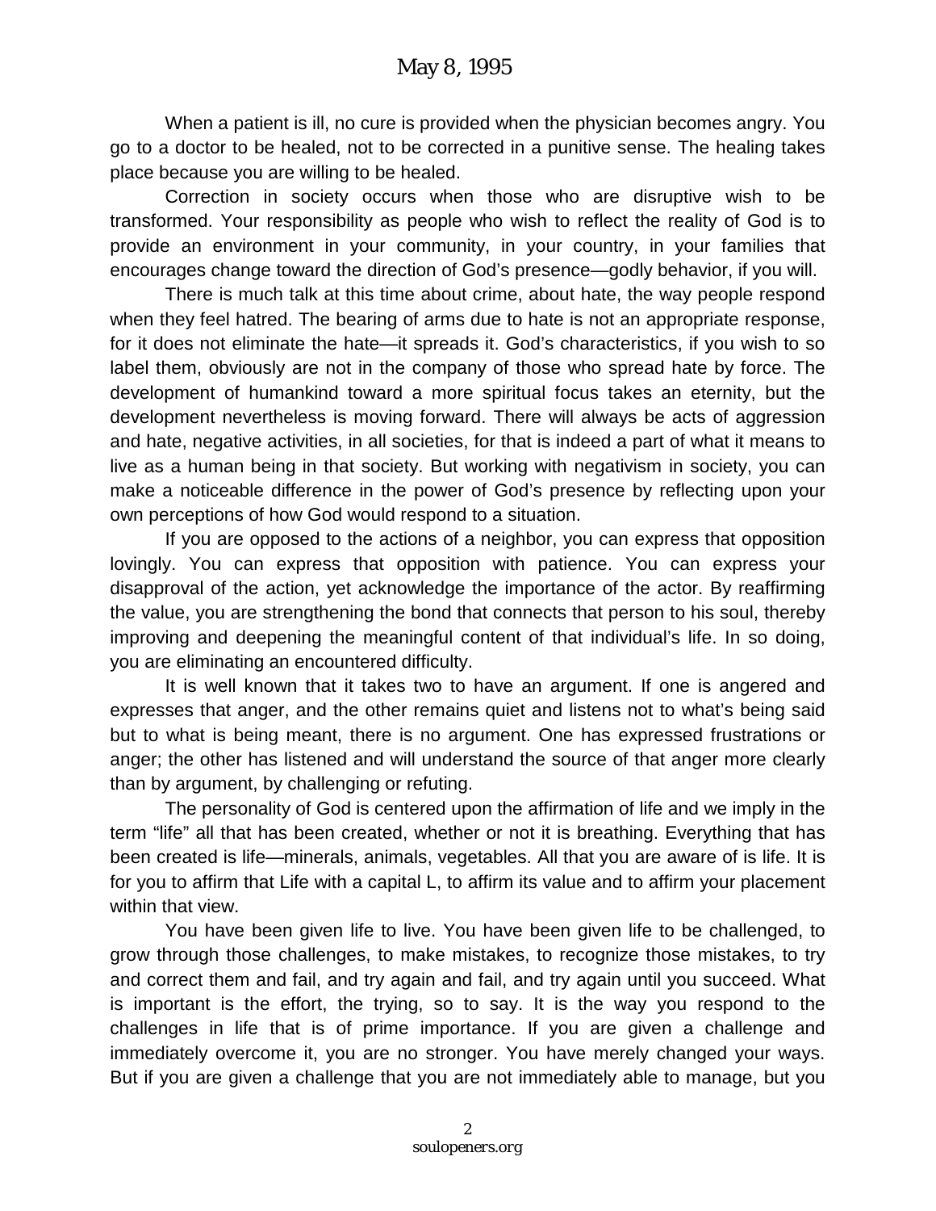When a patient is ill, no cure is provided when the physician becomes angry. You go to a doctor to be healed, not to be corrected in a punitive sense. The healing takes place because you are willing to be healed.

Correction in society occurs when those who are disruptive wish to be transformed. Your responsibility as people who wish to reflect the reality of God is to provide an environment in your community, in your country, in your families that encourages change toward the direction of God's presence—godly behavior, if you will.

There is much talk at this time about crime, about hate, the way people respond when they feel hatred. The bearing of arms due to hate is not an appropriate response, for it does not eliminate the hate—it spreads it. God's characteristics, if you wish to so label them, obviously are not in the company of those who spread hate by force. The development of humankind toward a more spiritual focus takes an eternity, but the development nevertheless is moving forward. There will always be acts of aggression and hate, negative activities, in all societies, for that is indeed a part of what it means to live as a human being in that society. But working with negativism in society, you can make a noticeable difference in the power of God's presence by reflecting upon your own perceptions of how God would respond to a situation.

If you are opposed to the actions of a neighbor, you can express that opposition lovingly. You can express that opposition with patience. You can express your disapproval of the action, yet acknowledge the importance of the actor. By reaffirming the value, you are strengthening the bond that connects that person to his soul, thereby improving and deepening the meaningful content of that individual's life. In so doing, you are eliminating an encountered difficulty.

It is well known that it takes two to have an argument. If one is angered and expresses that anger, and the other remains quiet and listens not to what's being said but to what is being meant, there is no argument. One has expressed frustrations or anger; the other has listened and will understand the source of that anger more clearly than by argument, by challenging or refuting.

The personality of God is centered upon the affirmation of life and we imply in the term "life" all that has been created, whether or not it is breathing. Everything that has been created is life—minerals, animals, vegetables. All that you are aware of is life. It is for you to affirm that Life with a capital L, to affirm its value and to affirm your placement within that view.

You have been given life to live. You have been given life to be challenged, to grow through those challenges, to make mistakes, to recognize those mistakes, to try and correct them and fail, and try again and fail, and try again until you succeed. What is important is the effort, the trying, so to say. It is the way you respond to the challenges in life that is of prime importance. If you are given a challenge and immediately overcome it, you are no stronger. You have merely changed your ways. But if you are given a challenge that you are not immediately able to manage, but you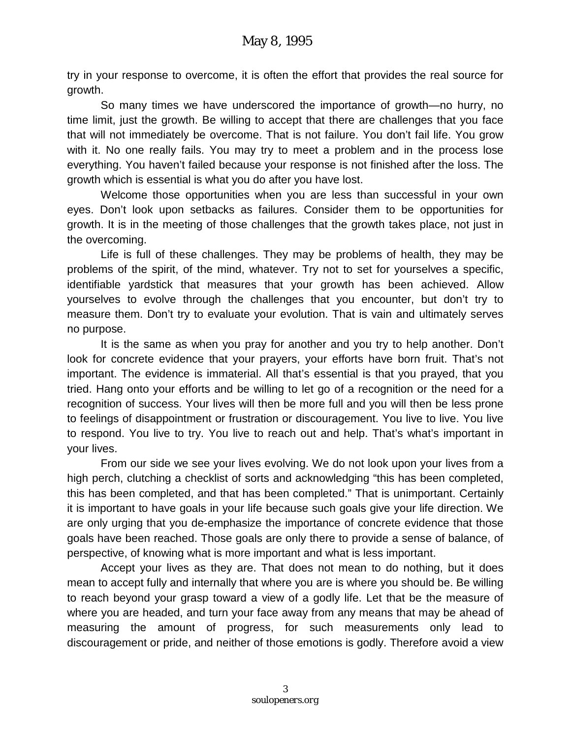try in your response to overcome, it is often the effort that provides the real source for growth.

So many times we have underscored the importance of growth—no hurry, no time limit, just the growth. Be willing to accept that there are challenges that you face that will not immediately be overcome. That is not failure. You don't fail life. You grow with it. No one really fails. You may try to meet a problem and in the process lose everything. You haven't failed because your response is not finished after the loss. The growth which is essential is what you do after you have lost.

Welcome those opportunities when you are less than successful in your own eyes. Don't look upon setbacks as failures. Consider them to be opportunities for growth. It is in the meeting of those challenges that the growth takes place, not just in the overcoming.

Life is full of these challenges. They may be problems of health, they may be problems of the spirit, of the mind, whatever. Try not to set for yourselves a specific, identifiable yardstick that measures that your growth has been achieved. Allow yourselves to evolve through the challenges that you encounter, but don't try to measure them. Don't try to evaluate your evolution. That is vain and ultimately serves no purpose.

It is the same as when you pray for another and you try to help another. Don't look for concrete evidence that your prayers, your efforts have born fruit. That's not important. The evidence is immaterial. All that's essential is that you prayed, that you tried. Hang onto your efforts and be willing to let go of a recognition or the need for a recognition of success. Your lives will then be more full and you will then be less prone to feelings of disappointment or frustration or discouragement. You live to live. You live to respond. You live to try. You live to reach out and help. That's what's important in your lives.

From our side we see your lives evolving. We do not look upon your lives from a high perch, clutching a checklist of sorts and acknowledging "this has been completed, this has been completed, and that has been completed." That is unimportant. Certainly it is important to have goals in your life because such goals give your life direction. We are only urging that you de-emphasize the importance of concrete evidence that those goals have been reached. Those goals are only there to provide a sense of balance, of perspective, of knowing what is more important and what is less important.

Accept your lives as they are. That does not mean to do nothing, but it does mean to accept fully and internally that where you are is where you should be. Be willing to reach beyond your grasp toward a view of a godly life. Let that be the measure of where you are headed, and turn your face away from any means that may be ahead of measuring the amount of progress, for such measurements only lead to discouragement or pride, and neither of those emotions is godly. Therefore avoid a view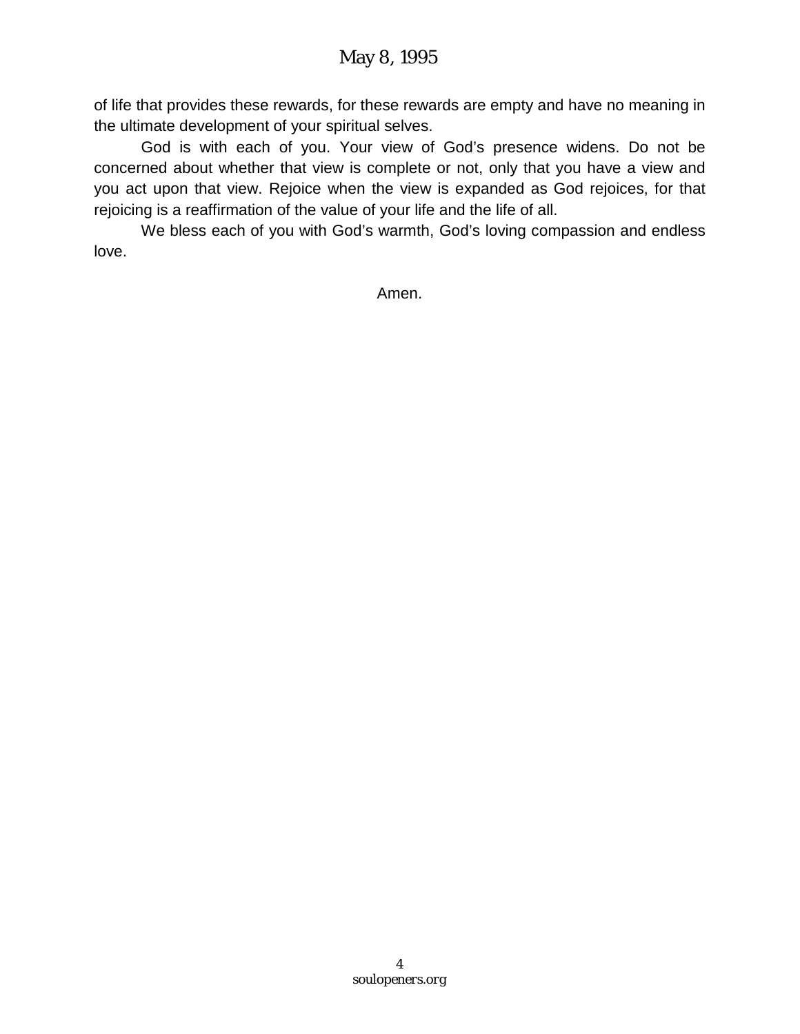of life that provides these rewards, for these rewards are empty and have no meaning in the ultimate development of your spiritual selves.

God is with each of you. Your view of God's presence widens. Do not be concerned about whether that view is complete or not, only that you have a view and you act upon that view. Rejoice when the view is expanded as God rejoices, for that rejoicing is a reaffirmation of the value of your life and the life of all.

We bless each of you with God's warmth, God's loving compassion and endless love.

Amen.